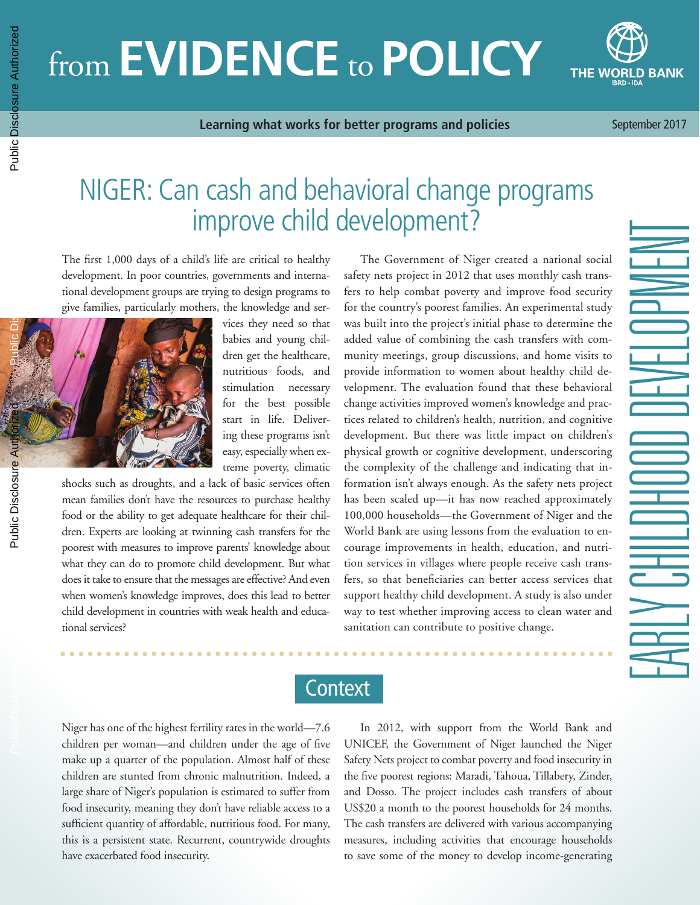# from EVIDENCE to POLICY

**Learning what works for better programs and policies**

September 2017

EARLY CHILDHOOD DEVELOPMENT

## NIGER: Can cash and behavioral change programs improve child development?

The first 1,000 days of a child's life are critical to healthy development. In poor countries, governments and international development groups are trying to design programs to give families, particularly mothers, the knowledge and services they need so that babies and young children get the healthcare, nutritious foods, and stimulation necessary for the best possible start in life. Delivering these programs isn't easy, especially when extreme poverty, climatic shocks such as droughts, and a lack of basic services often mean families don't have the resources to purchase healthy food or the ability to get adequate healthcare for their children. Experts are looking at twinning cash transfers for the poorest with measures to improve parents' knowledge about what they can do to promote child development. But what does it take to ensure that the messages are effective? And even when women's knowledge improves, does this lead to better child development in countries with weak health and educational services?

The Government of Niger created a national social safety nets project in 2012 that uses monthly cash transfers to help combat poverty and improve food security for the country's poorest families. An experimental study was built into the project's initial phase to determine the added value of combining the cash transfers with community meetings, group discussions, and home visits to provide information to women about healthy child development. The evaluation found that these behavioral change activities improved women's knowledge and practices related to children's health, nutrition, and cognitive development. But there was little impact on children's physical growth or cognitive development, underscoring the complexity of the challenge and indicating that information isn't always enough. As the safety nets project has been scaled up—it has now reached approximately 100,000 households—the Government of Niger and the World Bank are using lessons from the evaluation to encourage improvements in health, education, and nutrition services in villages where people receive cash transfers, so that beneficiaries can better access services that support healthy child development. A study is also under way to test whether improving access to clean water and sanitation can contribute to positive change.

## Context

Niger has one of the highest fertility rates in the world—7.6 children per woman—and children under the age of five make up a quarter of the population. Almost half of these children are stunted from chronic malnutrition. Indeed, a large share of Niger's population is estimated to suffer from food insecurity, meaning they don't have reliable access to a sufficient quantity of affordable, nutritious food. For many, this is a persistent state. Recurrent, countrywide droughts have exacerbated food insecurity.

In 2012, with support from the World Bank and UNICEF, the Government of Niger launched the Niger Safety Nets project to combat poverty and food insecurity in the five poorest regions: Maradi, Tahoua, Tillabery, Zinder, and Dosso. The project includes cash transfers of about US$20 a month to the poorest households for 24 months. The cash transfers are delivered with various accompanying measures, including activities that encourage households to save some of the money to develop income-generating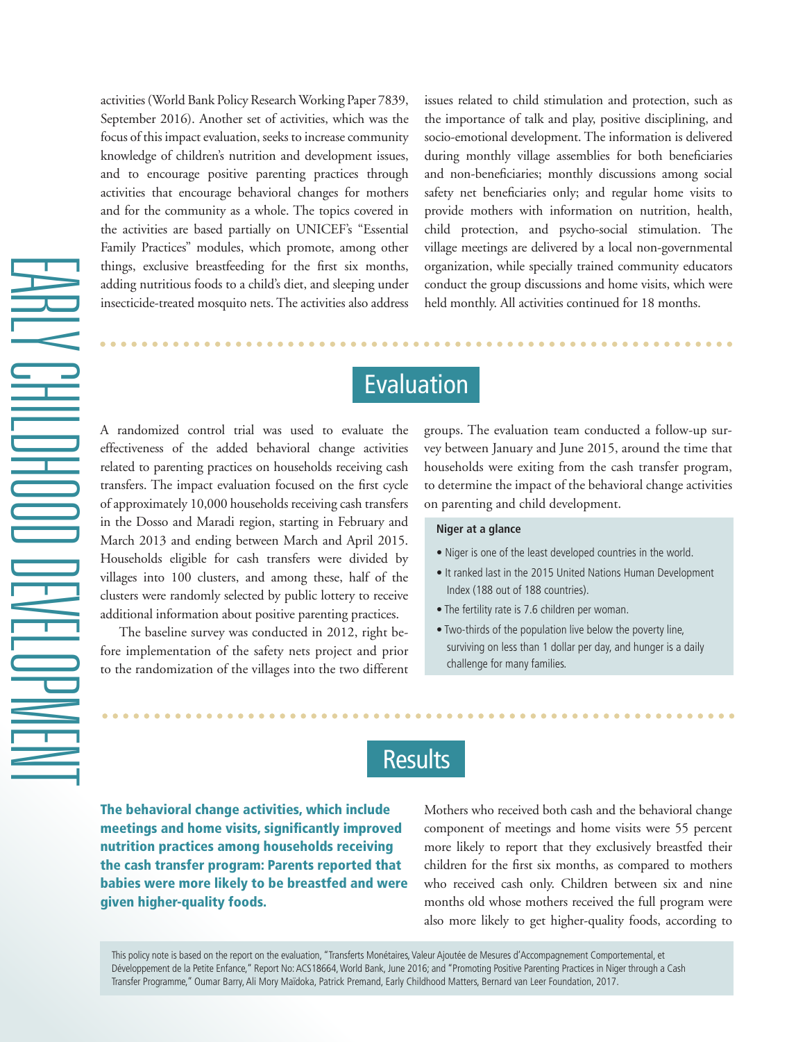activities (World Bank Policy Research Working Paper 7839, September 2016). Another set of activities, which was the focus of this impact evaluation, seeks to increase community knowledge of children's nutrition and development issues, and to encourage positive parenting practices through activities that encourage behavioral changes for mothers and for the community as a whole. The topics covered in the activities are based partially on UNICEF's "Essential Family Practices" modules, which promote, among other things, exclusive breastfeeding for the first six months, adding nutritious foods to a child's diet, and sleeping under insecticide-treated mosquito nets. The activities also address issues related to child stimulation and protection, such as the importance of talk and play, positive disciplining, and socio-emotional development. The information is delivered during monthly village assemblies for both beneficiaries and non-beneficiaries; monthly discussions among social safety net beneficiaries only; and regular home visits to provide mothers with information on nutrition, health, child protection, and psycho-social stimulation. The village meetings are delivered by a local non-governmental organization, while specially trained community educators conduct the group discussions and home visits, which were held monthly. All activities continued for 18 months.

## Evaluation

A randomized control trial was used to evaluate the effectiveness of the added behavioral change activities related to parenting practices on households receiving cash transfers. The impact evaluation focused on the first cycle of approximately 10,000 households receiving cash transfers in the Dosso and Maradi region, starting in February and March 2013 and ending between March and April 2015. Households eligible for cash transfers were divided by villages into 100 clusters, and among these, half of the clusters were randomly selected by public lottery to receive additional information about positive parenting practices.

The baseline survey was conducted in 2012, right before implementation of the safety nets project and prior to the randomization of the villages into the two different groups. The evaluation team conducted a follow-up survey between January and June 2015, around the time that households were exiting from the cash transfer program, to determine the impact of the behavioral change activities on parenting and child development.

**Niger at a glance**

- Niger is one of the least developed countries in the world.
- It ranked last in the 2015 United Nations Human Development Index (188 out of 188 countries).
- The fertility rate is 7.6 children per woman.
- Two-thirds of the population live below the poverty line, surviving on less than 1 dollar per day, and hunger is a daily challenge for many families.

## Results

**The behavioral change activities, which include meetings and home visits, significantly improved nutrition practices among households receiving the cash transfer program: Parents reported that babies were more likely to be breastfed and were given higher-quality foods.**

Mothers who received both cash and the behavioral change component of meetings and home visits were 55 percent more likely to report that they exclusively breastfed their children for the first six months, as compared to mothers who received cash only. Children between six and nine months old whose mothers received the full program were also more likely to get higher-quality foods, according to

This policy note is based on the report on the evaluation, "Transferts Monétaires, Valeur Ajoutée de Mesures d'Accompagnement Comportemental, et Développement de la Petite Enfance," Report No: ACS18664, World Bank, June 2016; and "Promoting Positive Parenting Practices in Niger through a Cash Transfer Programme," Oumar Barry, Ali Mory Maïdoka, Patrick Premand, Early Childhood Matters, Bernard van Leer Foundation, 2017.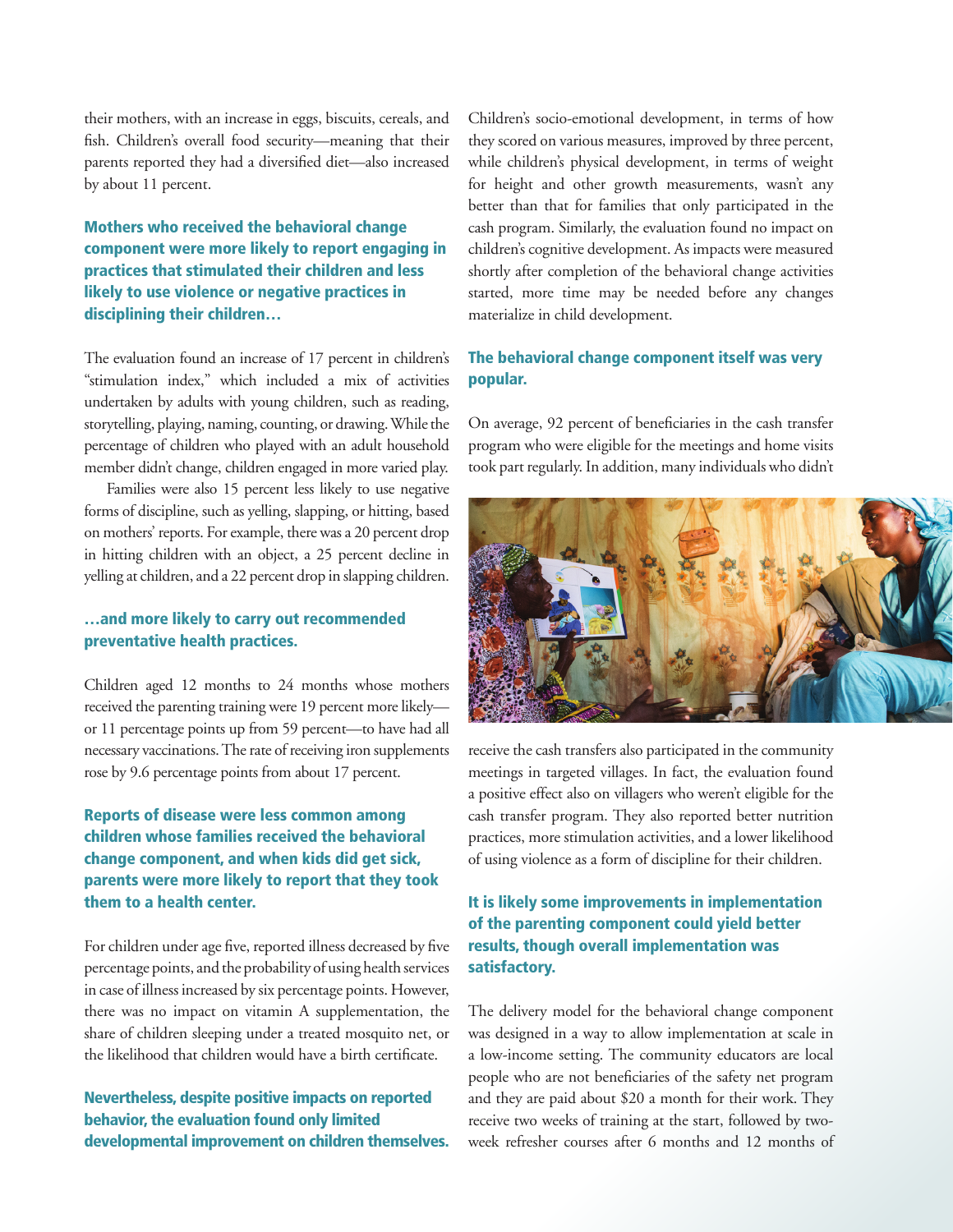their mothers, with an increase in eggs, biscuits, cereals, and fish. Children's overall food security—meaning that their parents reported they had a diversified diet—also increased by about 11 percent.

### Mothers who received the behavioral change component were more likely to report engaging in practices that stimulated their children and less likely to use violence or negative practices in disciplining their children…

The evaluation found an increase of 17 percent in children's "stimulation index," which included a mix of activities undertaken by adults with young children, such as reading, storytelling, playing, naming, counting, or drawing. While the percentage of children who played with an adult household member didn't change, children engaged in more varied play.

Families were also 15 percent less likely to use negative forms of discipline, such as yelling, slapping, or hitting, based on mothers' reports. For example, there was a 20 percent drop in hitting children with an object, a 25 percent decline in yelling at children, and a 22 percent drop in slapping children.

### …and more likely to carry out recommended preventative health practices.

Children aged 12 months to 24 months whose mothers received the parenting training were 19 percent more likely—or 11 percentage points up from 59 percent—to have had all necessary vaccinations. The rate of receiving iron supplements rose by 9.6 percentage points from about 17 percent.

### Reports of disease were less common among children whose families received the behavioral change component, and when kids did get sick, parents were more likely to report that they took them to a health center.

For children under age five, reported illness decreased by five percentage points, and the probability of using health services in case of illness increased by six percentage points. However, there was no impact on vitamin A supplementation, the share of children sleeping under a treated mosquito net, or the likelihood that children would have a birth certificate.

### Nevertheless, despite positive impacts on reported behavior, the evaluation found only limited developmental improvement on children themselves.

Children's socio-emotional development, in terms of how they scored on various measures, improved by three percent, while children's physical development, in terms of weight for height and other growth measurements, wasn't any better than that for families that only participated in the cash program. Similarly, the evaluation found no impact on children's cognitive development. As impacts were measured shortly after completion of the behavioral change activities started, more time may be needed before any changes materialize in child development.

### The behavioral change component itself was very popular.

On average, 92 percent of beneficiaries in the cash transfer program who were eligible for the meetings and home visits took part regularly. In addition, many individuals who didn't receive the cash transfers also participated in the community meetings in targeted villages. In fact, the evaluation found a positive effect also on villagers who weren't eligible for the cash transfer program. They also reported better nutrition practices, more stimulation activities, and a lower likelihood of using violence as a form of discipline for their children.

### It is likely some improvements in implementation of the parenting component could yield better results, though overall implementation was satisfactory.

The delivery model for the behavioral change component was designed in a way to allow implementation at scale in a low-income setting. The community educators are local people who are not beneficiaries of the safety net program and they are paid about $20 a month for their work. They receive two weeks of training at the start, followed by two-week refresher courses after 6 months and 12 months of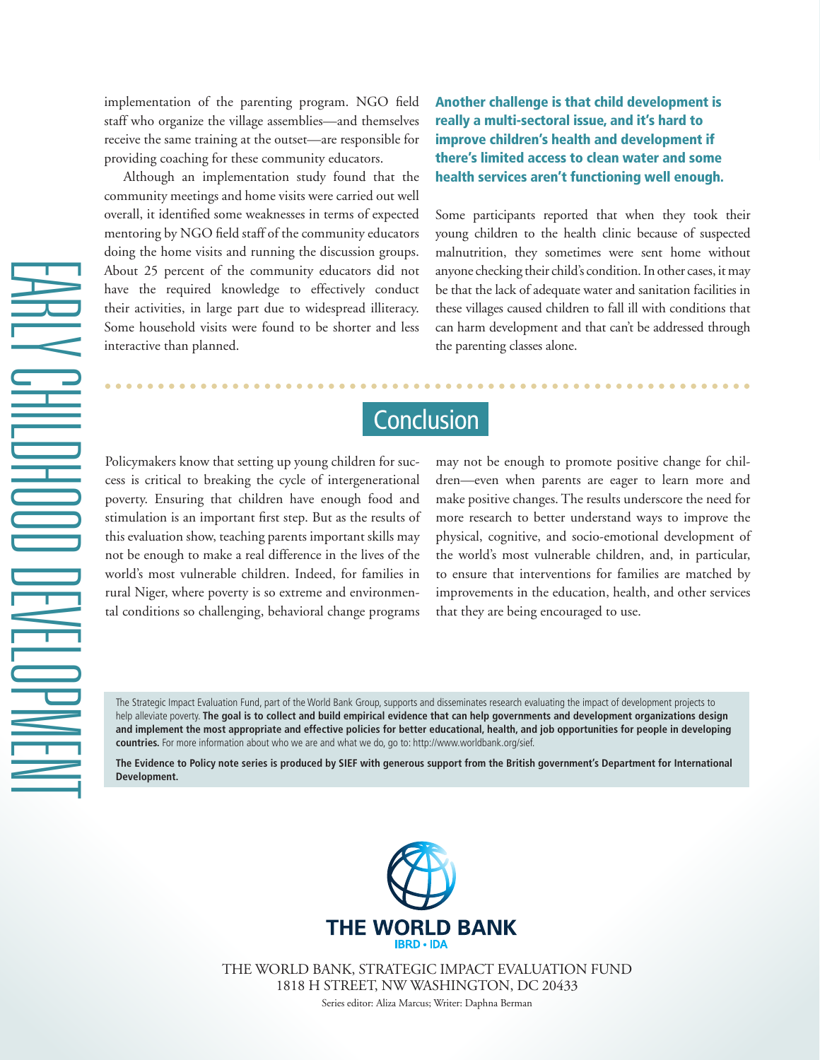implementation of the parenting program. NGO field staff who organize the village assemblies—and themselves receive the same training at the outset—are responsible for providing coaching for these community educators.

Although an implementation study found that the community meetings and home visits were carried out well overall, it identified some weaknesses in terms of expected mentoring by NGO field staff of the community educators doing the home visits and running the discussion groups. About 25 percent of the community educators did not have the required knowledge to effectively conduct their activities, in large part due to widespread illiteracy. Some household visits were found to be shorter and less interactive than planned.

**Another challenge is that child development is really a multi-sectoral issue, and it's hard to improve children's health and development if there's limited access to clean water and some health services aren't functioning well enough.**

Some participants reported that when they took their young children to the health clinic because of suspected malnutrition, they sometimes were sent home without anyone checking their child's condition. In other cases, it may be that the lack of adequate water and sanitation facilities in these villages caused children to fall ill with conditions that can harm development and that can't be addressed through the parenting classes alone.

## Conclusion

Policymakers know that setting up young children for success is critical to breaking the cycle of intergenerational poverty. Ensuring that children have enough food and stimulation is an important first step. But as the results of this evaluation show, teaching parents important skills may not be enough to make a real difference in the lives of the world's most vulnerable children. Indeed, for families in rural Niger, where poverty is so extreme and environmental conditions so challenging, behavioral change programs may not be enough to promote positive change for children—even when parents are eager to learn more and make positive changes. The results underscore the need for more research to better understand ways to improve the physical, cognitive, and socio-emotional development of the world's most vulnerable children, and, in particular, to ensure that interventions for families are matched by improvements in the education, health, and other services that they are being encouraged to use.

The Strategic Impact Evaluation Fund, part of the World Bank Group, supports and disseminates research evaluating the impact of development projects to help alleviate poverty. **The goal is to collect and build empirical evidence that can help governments and development organizations design and implement the most appropriate and effective policies for better educational, health, and job opportunities for people in developing countries.** For more information about who we are and what we do, go to: http://www.worldbank.org/sief.

**The Evidence to Policy note series is produced by SIEF with generous support from the British government's Department for International Development.**

THE WORLD BANK
IBRD • IDA

THE WORLD BANK, STRATEGIC IMPACT EVALUATION FUND
1818 H STREET, NW WASHINGTON, DC 20433

Series editor: Aliza Marcus; Writer: Daphna Berman